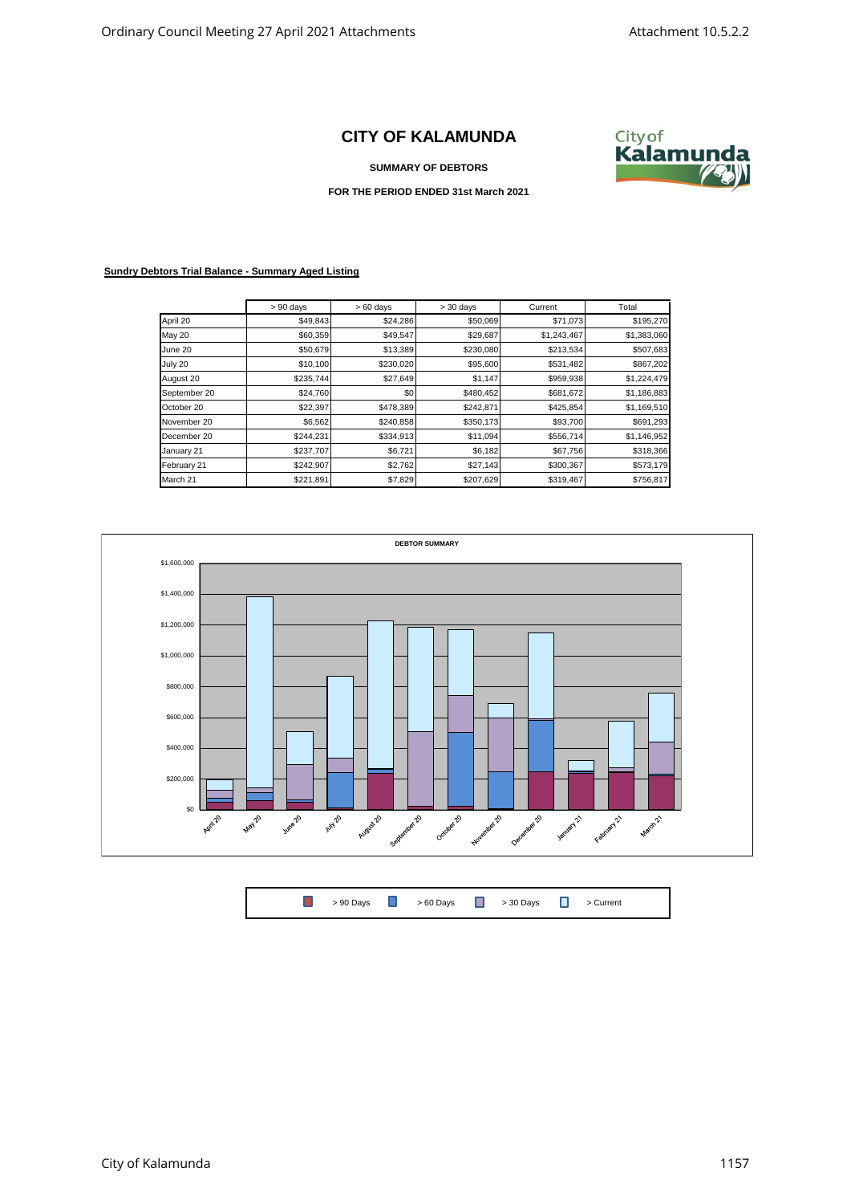# CITY OF KALAMUNDA

**SUMMARY OF DEBTORS**

**FOR THE PERIOD ENDED 31st March 2021**

**Sundry Debtors Trial Balance - Summary Aged Listing**

| | > 90 days | > 60 days | > 30 days | Current | Total |
|---|---|---|---|---|---|
| April 20 | $49,843 | $24,286 | $50,069 | $71,073 | $195,270 |
| May 20 | $60,359 | $49,547 | $29,687 | $1,243,467 | $1,383,060 |
| June 20 | $50,679 | $13,389 | $230,080 | $213,534 | $507,683 |
| July 20 | $10,100 | $230,020 | $95,600 | $531,482 | $867,202 |
| August 20 | $235,744 | $27,649 | $1,147 | $959,938 | $1,224,479 |
| September 20 | $24,760 | $0 | $480,452 | $681,672 | $1,186,883 |
| October 20 | $22,397 | $478,389 | $242,871 | $425,854 | $1,169,510 |
| November 20 | $6,562 | $240,858 | $350,173 | $93,700 | $691,293 |
| December 20 | $244,231 | $334,913 | $11,094 | $556,714 | $1,146,952 |
| January 21 | $237,707 | $6,721 | $6,182 | $67,756 | $318,366 |
| February 21 | $242,907 | $2,762 | $27,143 | $300,367 | $573,179 |
| March 21 | $221,891 | $7,829 | $207,629 | $319,467 | $756,817 |

**DEBTOR SUMMARY**

> 90 Days | > 60 Days | > 30 Days | > Current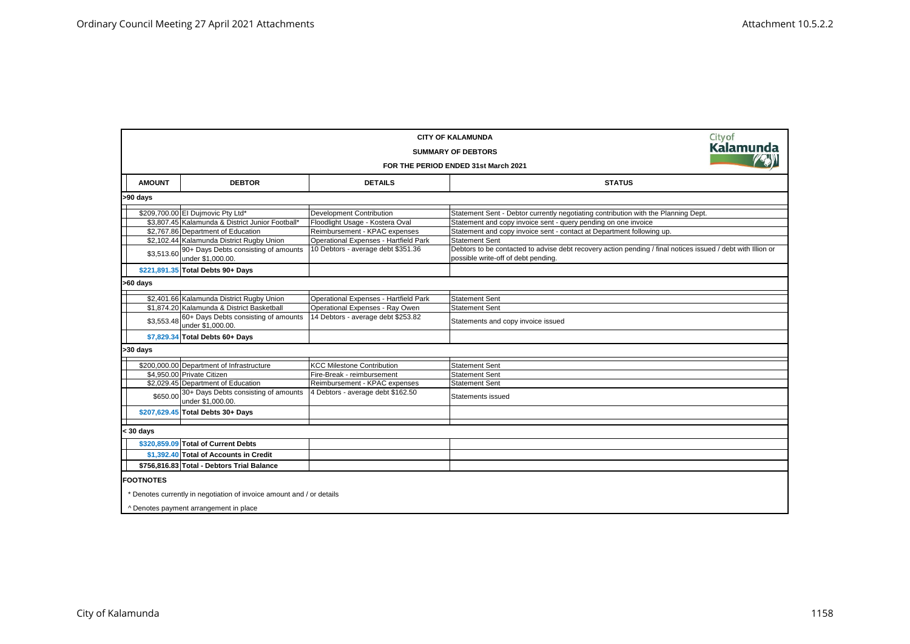**CITY OF KALAMUNDA**

**SUMMARY OF DEBTORS**

**FOR THE PERIOD ENDED 31st March 2021**

| AMOUNT | DEBTOR | DETAILS | STATUS |
|---|---|---|---|
| **>90 days** | | | |
| $209,700.00 | El Dujmovic Pty Ltd* | Development Contribution | Statement Sent - Debtor currently negotiating contribution with the Planning Dept. |
| $3,807.45 | Kalamunda & District Junior Football* | Floodlight Usage - Kostera Oval | Statement and copy invoice sent - query pending on one invoice |
| $2,767.86 | Department of Education | Reimbursement - KPAC expenses | Statement and copy invoice sent - contact at Department following up. |
| $2,102.44 | Kalamunda District Rugby Union | Operational Expenses - Hartfield Park | Statement Sent |
| $3,513.60 | 90+ Days Debts consisting of amounts under $1,000.00. | 10 Debtors - average debt $351.36 | Debtors to be contacted to advise debt recovery action pending / final notices issued / debt with Illion or possible write-off of debt pending. |
| **$221,891.35** | **Total Debts 90+ Days** | | |
| **>60 days** | | | |
| $2,401.66 | Kalamunda District Rugby Union | Operational Expenses - Hartfield Park | Statement Sent |
| $1,874.20 | Kalamunda & District Basketball | Operational Expenses - Ray Owen | Statement Sent |
| $3,553.48 | 60+ Days Debts consisting of amounts under $1,000.00. | 14 Debtors - average debt $253.82 | Statements and copy invoice issued |
| **$7,829.34** | **Total Debts 60+ Days** | | |
| **>30 days** | | | |
| $200,000.00 | Department of Infrastructure | KCC Milestone Contribution | Statement Sent |
| $4,950.00 | Private Citizen | Fire-Break - reimbursement | Statement Sent |
| $2,029.45 | Department of Education | Reimbursement - KPAC expenses | Statement Sent |
| $650.00 | 30+ Days Debts consisting of amounts under $1,000.00. | 4 Debtors - average debt $162.50 | Statements issued |
| **$207,629.45** | **Total Debts 30+ Days** | | |
| **< 30 days** | | | |
| **$320,859.09** | **Total of Current Debts** | | |
| **$1,392.40** | **Total of Accounts in Credit** | | |
| **$756,816.83** | **Total - Debtors Trial Balance** | | |

**FOOTNOTES**

\* Denotes currently in negotiation of invoice amount and / or details

^ Denotes payment arrangement in place